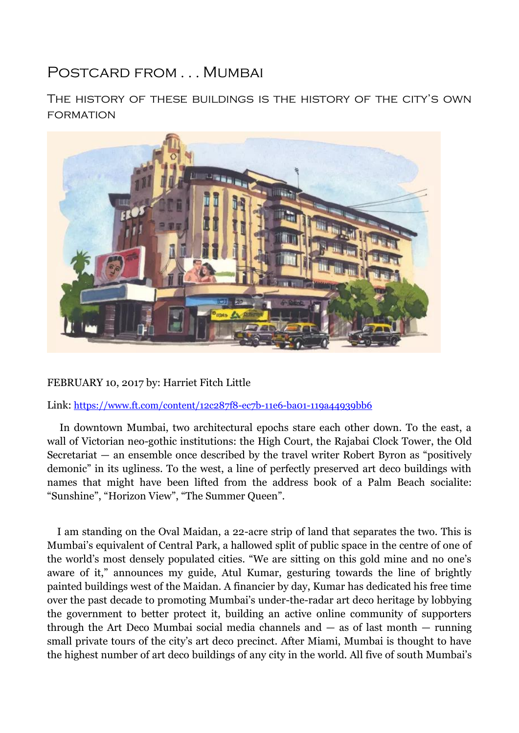# Postcard from . . . Mumbai

## The history of these buildings is the history of the city's own formation

FEBRUARY 10, 2017 by: Harriet Fitch Little

Link: https://www.ft.com/content/12c287f8-ec7b-11e6-ba01-119a44939bb6

In downtown Mumbai, two architectural epochs stare each other down. To the east, a wall of Victorian neo-gothic institutions: the High Court, the Rajabai Clock Tower, the Old Secretariat — an ensemble once described by the travel writer Robert Byron as "positively demonic" in its ugliness. To the west, a line of perfectly preserved art deco buildings with names that might have been lifted from the address book of a Palm Beach socialite: "Sunshine", "Horizon View", "The Summer Queen".

I am standing on the Oval Maidan, a 22-acre strip of land that separates the two. This is Mumbai's equivalent of Central Park, a hallowed split of public space in the centre of one of the world's most densely populated cities. "We are sitting on this gold mine and no one's aware of it," announces my guide, Atul Kumar, gesturing towards the line of brightly painted buildings west of the Maidan. A financier by day, Kumar has dedicated his free time over the past decade to promoting Mumbai's under-the-radar art deco heritage by lobbying the government to better protect it, building an active online community of supporters through the Art Deco Mumbai social media channels and — as of last month — running small private tours of the city's art deco precinct. After Miami, Mumbai is thought to have the highest number of art deco buildings of any city in the world. All five of south Mumbai's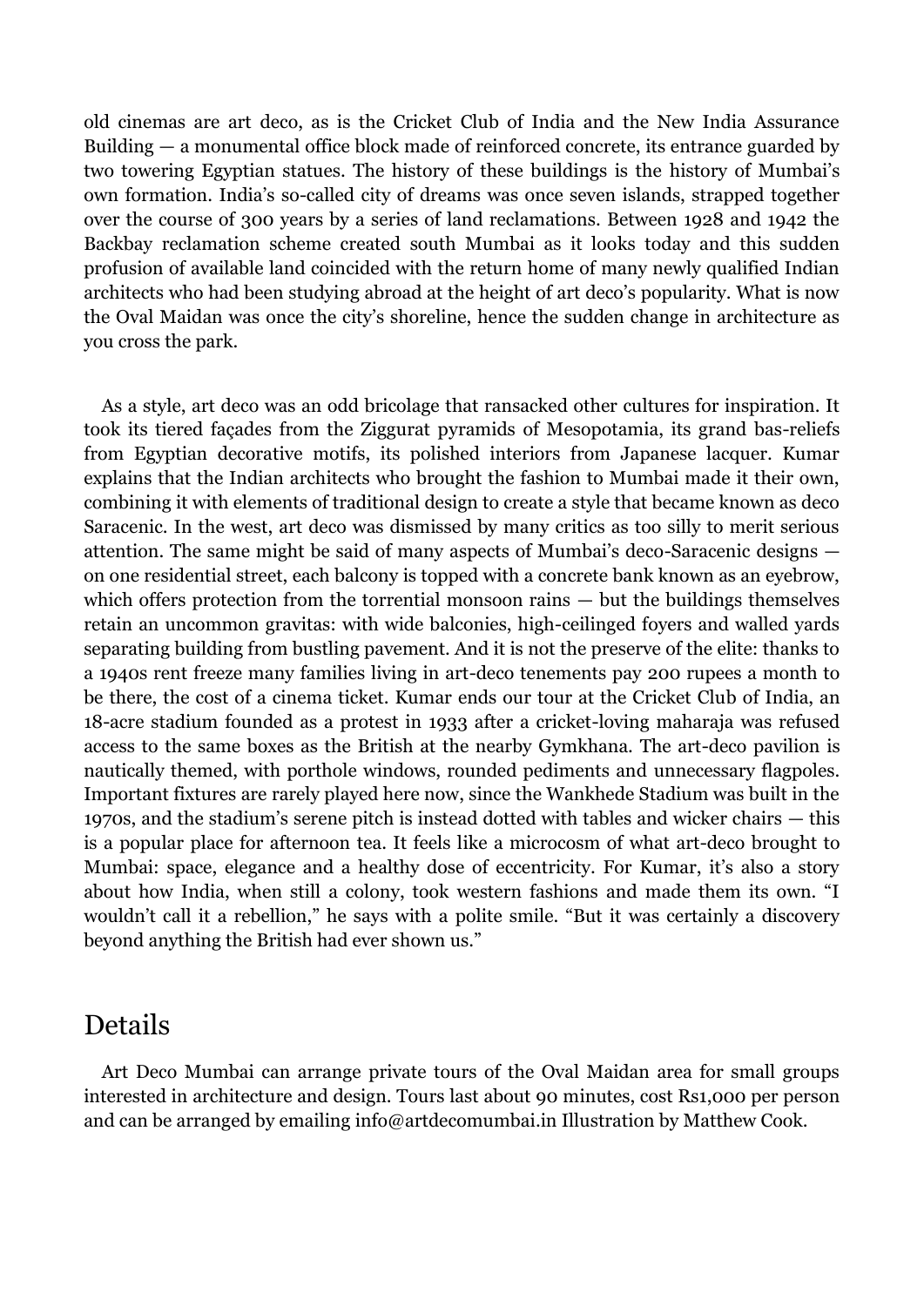old cinemas are art deco, as is the Cricket Club of India and the New India Assurance Building — a monumental office block made of reinforced concrete, its entrance guarded by two towering Egyptian statues. The history of these buildings is the history of Mumbai's own formation. India's so-called city of dreams was once seven islands, strapped together over the course of 300 years by a series of land reclamations. Between 1928 and 1942 the Backbay reclamation scheme created south Mumbai as it looks today and this sudden profusion of available land coincided with the return home of many newly qualified Indian architects who had been studying abroad at the height of art deco's popularity. What is now the Oval Maidan was once the city's shoreline, hence the sudden change in architecture as you cross the park.

As a style, art deco was an odd bricolage that ransacked other cultures for inspiration. It took its tiered façades from the Ziggurat pyramids of Mesopotamia, its grand bas-reliefs from Egyptian decorative motifs, its polished interiors from Japanese lacquer. Kumar explains that the Indian architects who brought the fashion to Mumbai made it their own, combining it with elements of traditional design to create a style that became known as deco Saracenic. In the west, art deco was dismissed by many critics as too silly to merit serious attention. The same might be said of many aspects of Mumbai's deco-Saracenic designs — on one residential street, each balcony is topped with a concrete bank known as an eyebrow, which offers protection from the torrential monsoon rains — but the buildings themselves retain an uncommon gravitas: with wide balconies, high-ceilinged foyers and walled yards separating building from bustling pavement. And it is not the preserve of the elite: thanks to a 1940s rent freeze many families living in art-deco tenements pay 200 rupees a month to be there, the cost of a cinema ticket. Kumar ends our tour at the Cricket Club of India, an 18-acre stadium founded as a protest in 1933 after a cricket-loving maharaja was refused access to the same boxes as the British at the nearby Gymkhana. The art-deco pavilion is nautically themed, with porthole windows, rounded pediments and unnecessary flagpoles. Important fixtures are rarely played here now, since the Wankhede Stadium was built in the 1970s, and the stadium's serene pitch is instead dotted with tables and wicker chairs — this is a popular place for afternoon tea. It feels like a microcosm of what art-deco brought to Mumbai: space, elegance and a healthy dose of eccentricity. For Kumar, it's also a story about how India, when still a colony, took western fashions and made them its own. "I wouldn't call it a rebellion," he says with a polite smile. "But it was certainly a discovery beyond anything the British had ever shown us."

## Details

Art Deco Mumbai can arrange private tours of the Oval Maidan area for small groups interested in architecture and design. Tours last about 90 minutes, cost Rs1,000 per person and can be arranged by emailing info@artdecomumbai.in Illustration by Matthew Cook.